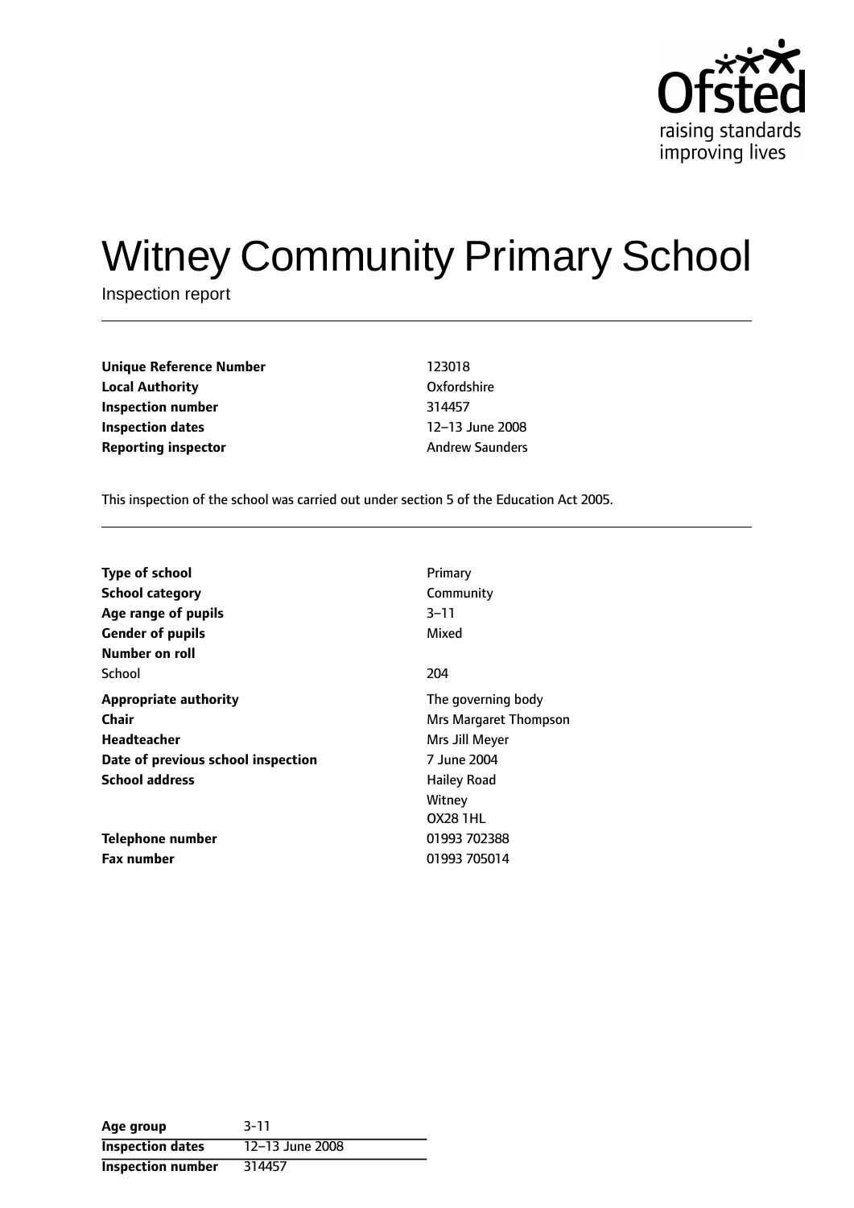# Witney Community Primary School

Inspection report

| | |
|---|---|
| **Unique Reference Number** | 123018 |
| **Local Authority** | Oxfordshire |
| **Inspection number** | 314457 |
| **Inspection dates** | 12–13 June 2008 |
| **Reporting inspector** | Andrew Saunders |

This inspection of the school was carried out under section 5 of the Education Act 2005.

| | |
|---|---|
| **Type of school** | Primary |
| **School category** | Community |
| **Age range of pupils** | 3–11 |
| **Gender of pupils** | Mixed |
| **Number on roll** | |
| School | 204 |
| **Appropriate authority** | The governing body |
| **Chair** | Mrs Margaret Thompson |
| **Headteacher** | Mrs Jill Meyer |
| **Date of previous school inspection** | 7 June 2004 |
| **School address** | Hailey Road<br>Witney<br>OX28 1HL |
| **Telephone number** | 01993 702388 |
| **Fax number** | 01993 705014 |

| | |
|---|---|
| **Age group** | 3-11 |
| **Inspection dates** | 12–13 June 2008 |
| **Inspection number** | 314457 |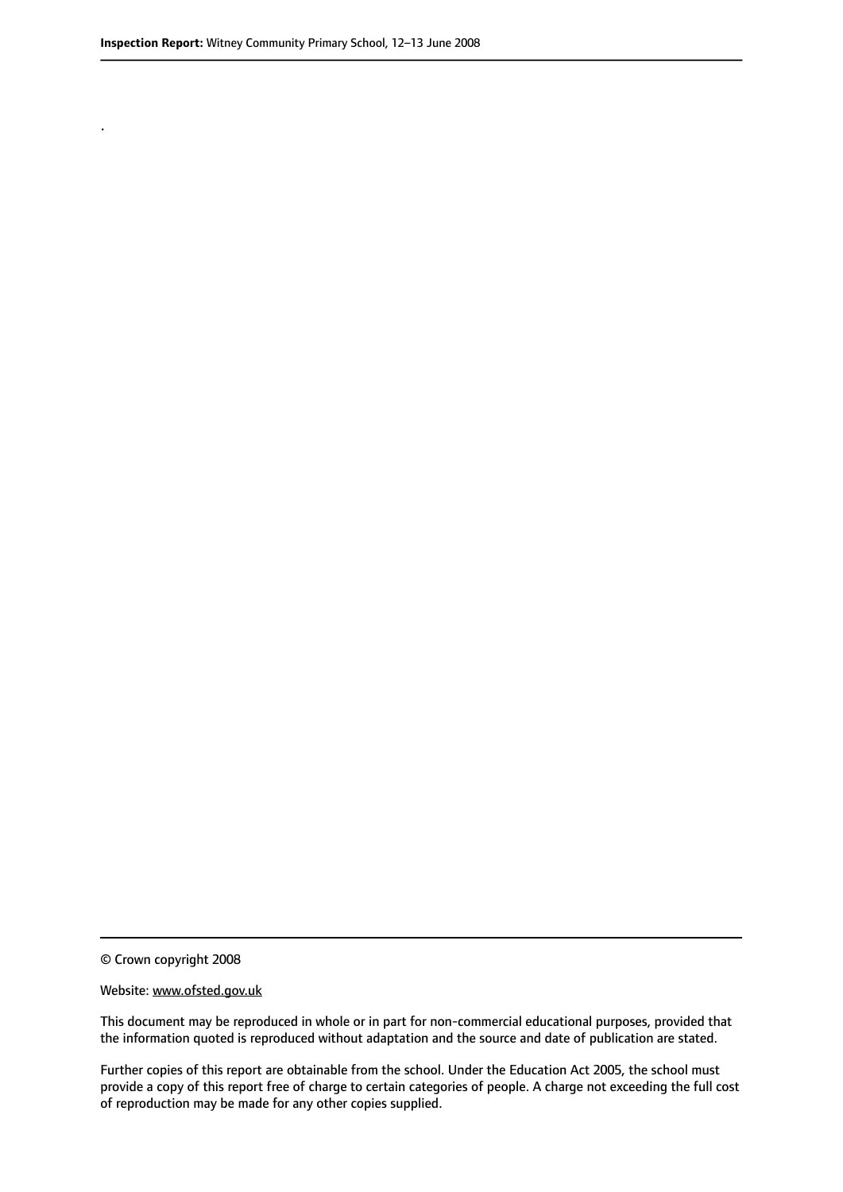.

© Crown copyright 2008

Website: www.ofsted.gov.uk

This document may be reproduced in whole or in part for non-commercial educational purposes, provided that the information quoted is reproduced without adaptation and the source and date of publication are stated.

Further copies of this report are obtainable from the school. Under the Education Act 2005, the school must provide a copy of this report free of charge to certain categories of people. A charge not exceeding the full cost of reproduction may be made for any other copies supplied.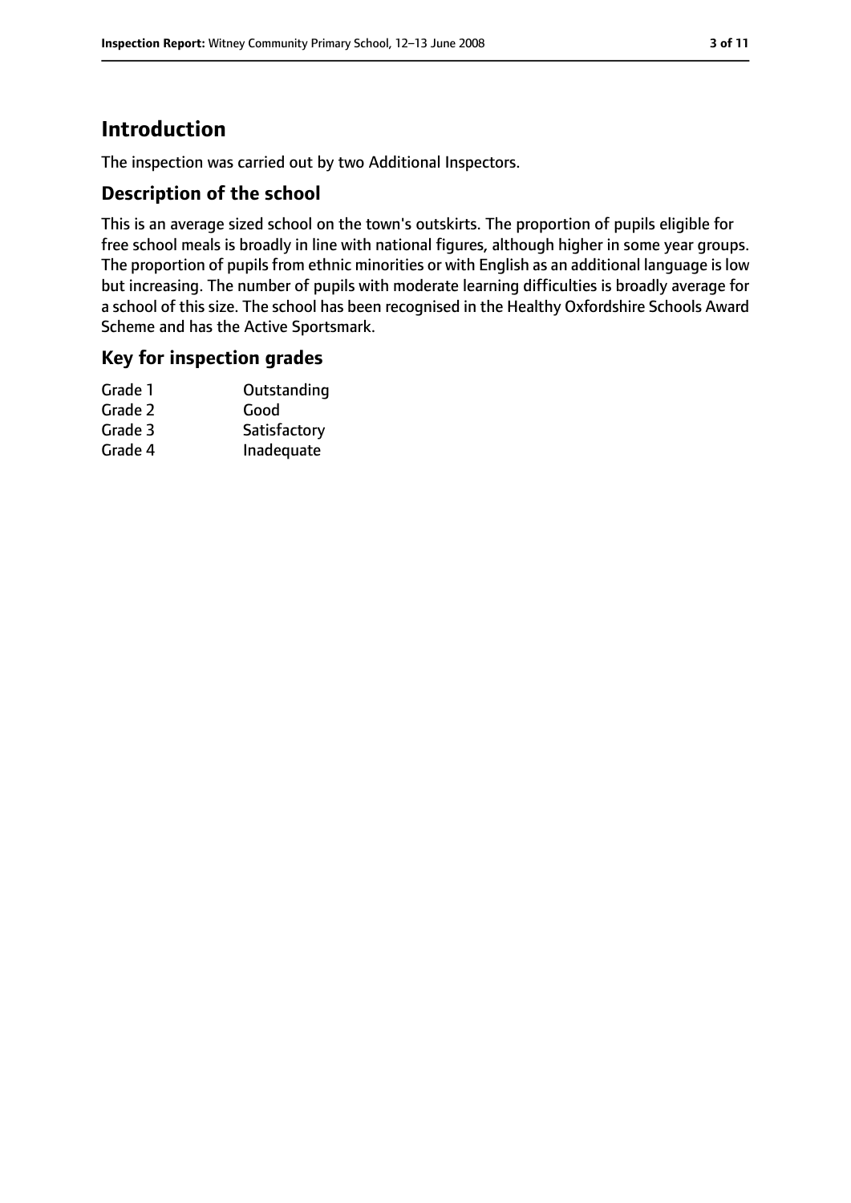# Introduction

The inspection was carried out by two Additional Inspectors.

## Description of the school

This is an average sized school on the town's outskirts. The proportion of pupils eligible for free school meals is broadly in line with national figures, although higher in some year groups. The proportion of pupils from ethnic minorities or with English as an additional language is low but increasing. The number of pupils with moderate learning difficulties is broadly average for a school of this size. The school has been recognised in the Healthy Oxfordshire Schools Award Scheme and has the Active Sportsmark.

## Key for inspection grades

| | |
|---|---|
| Grade 1 | Outstanding |
| Grade 2 | Good |
| Grade 3 | Satisfactory |
| Grade 4 | Inadequate |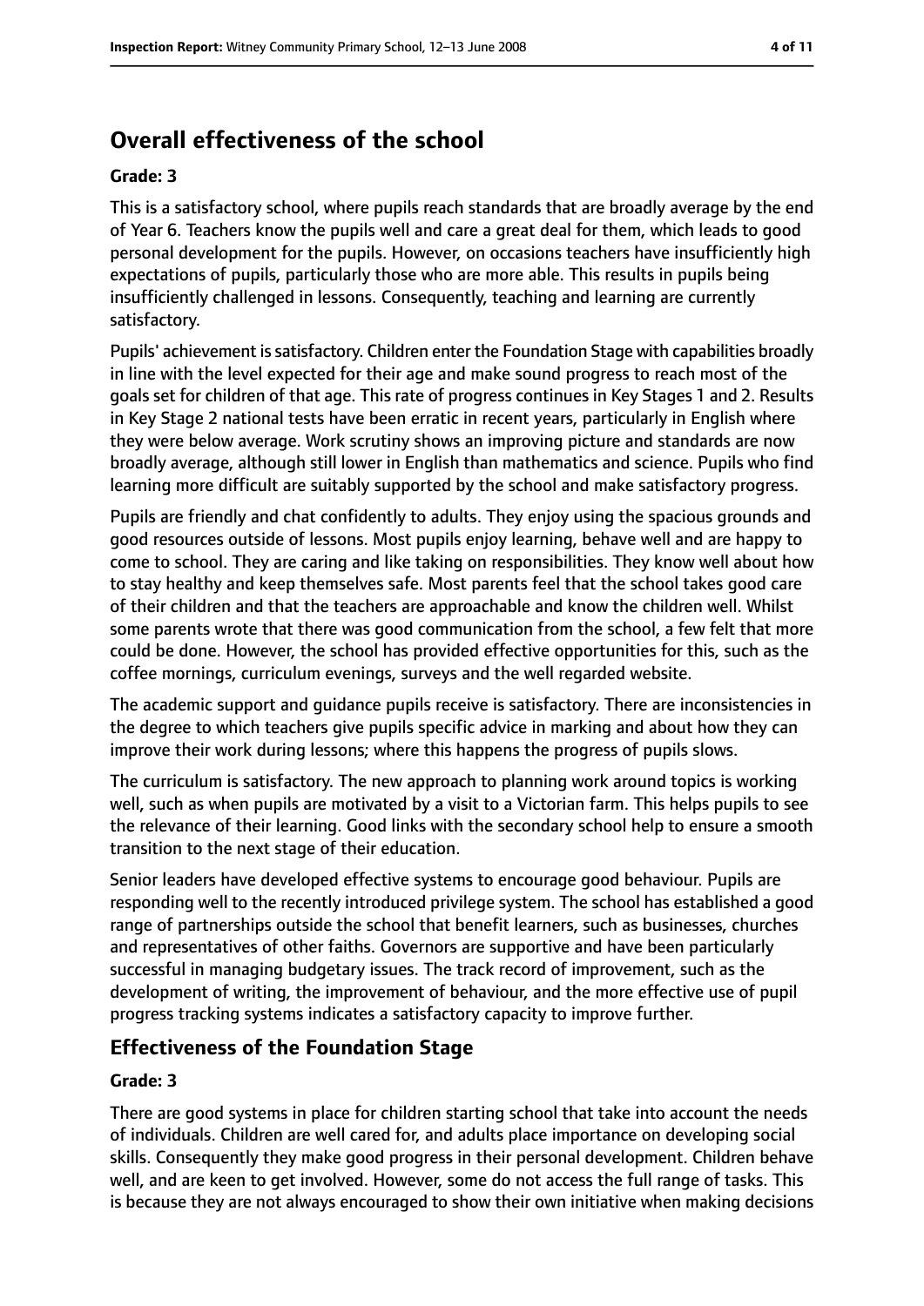# Overall effectiveness of the school

**Grade: 3**

This is a satisfactory school, where pupils reach standards that are broadly average by the end of Year 6. Teachers know the pupils well and care a great deal for them, which leads to good personal development for the pupils. However, on occasions teachers have insufficiently high expectations of pupils, particularly those who are more able. This results in pupils being insufficiently challenged in lessons. Consequently, teaching and learning are currently satisfactory.

Pupils' achievement is satisfactory. Children enter the Foundation Stage with capabilities broadly in line with the level expected for their age and make sound progress to reach most of the goals set for children of that age. This rate of progress continues in Key Stages 1 and 2. Results in Key Stage 2 national tests have been erratic in recent years, particularly in English where they were below average. Work scrutiny shows an improving picture and standards are now broadly average, although still lower in English than mathematics and science. Pupils who find learning more difficult are suitably supported by the school and make satisfactory progress.

Pupils are friendly and chat confidently to adults. They enjoy using the spacious grounds and good resources outside of lessons. Most pupils enjoy learning, behave well and are happy to come to school. They are caring and like taking on responsibilities. They know well about how to stay healthy and keep themselves safe. Most parents feel that the school takes good care of their children and that the teachers are approachable and know the children well. Whilst some parents wrote that there was good communication from the school, a few felt that more could be done. However, the school has provided effective opportunities for this, such as the coffee mornings, curriculum evenings, surveys and the well regarded website.

The academic support and guidance pupils receive is satisfactory. There are inconsistencies in the degree to which teachers give pupils specific advice in marking and about how they can improve their work during lessons; where this happens the progress of pupils slows.

The curriculum is satisfactory. The new approach to planning work around topics is working well, such as when pupils are motivated by a visit to a Victorian farm. This helps pupils to see the relevance of their learning. Good links with the secondary school help to ensure a smooth transition to the next stage of their education.

Senior leaders have developed effective systems to encourage good behaviour. Pupils are responding well to the recently introduced privilege system. The school has established a good range of partnerships outside the school that benefit learners, such as businesses, churches and representatives of other faiths. Governors are supportive and have been particularly successful in managing budgetary issues. The track record of improvement, such as the development of writing, the improvement of behaviour, and the more effective use of pupil progress tracking systems indicates a satisfactory capacity to improve further.

## Effectiveness of the Foundation Stage

**Grade: 3**

There are good systems in place for children starting school that take into account the needs of individuals. Children are well cared for, and adults place importance on developing social skills. Consequently they make good progress in their personal development. Children behave well, and are keen to get involved. However, some do not access the full range of tasks. This is because they are not always encouraged to show their own initiative when making decisions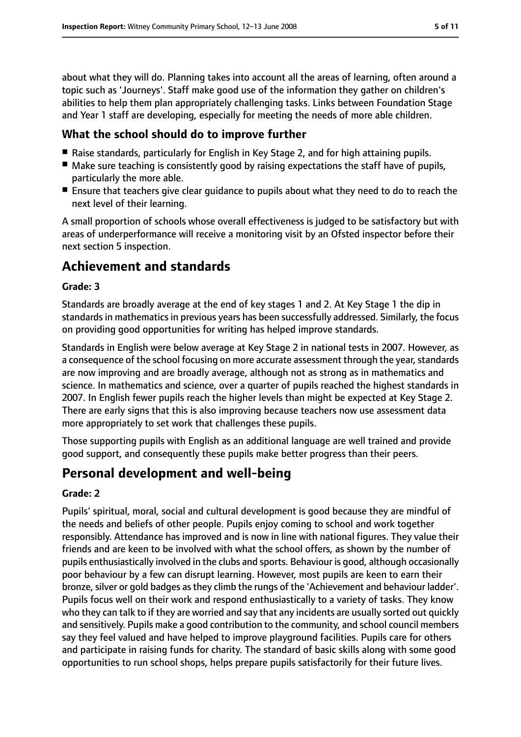about what they will do. Planning takes into account all the areas of learning, often around a topic such as 'Journeys'. Staff make good use of the information they gather on children's abilities to help them plan appropriately challenging tasks. Links between Foundation Stage and Year 1 staff are developing, especially for meeting the needs of more able children.

### What the school should do to improve further

- Raise standards, particularly for English in Key Stage 2, and for high attaining pupils.
- Make sure teaching is consistently good by raising expectations the staff have of pupils, particularly the more able.
- Ensure that teachers give clear guidance to pupils about what they need to do to reach the next level of their learning.

A small proportion of schools whose overall effectiveness is judged to be satisfactory but with areas of underperformance will receive a monitoring visit by an Ofsted inspector before their next section 5 inspection.

## Achievement and standards

#### Grade: 3

Standards are broadly average at the end of key stages 1 and 2. At Key Stage 1 the dip in standards in mathematics in previous years has been successfully addressed. Similarly, the focus on providing good opportunities for writing has helped improve standards.

Standards in English were below average at Key Stage 2 in national tests in 2007. However, as a consequence of the school focusing on more accurate assessment through the year, standards are now improving and are broadly average, although not as strong as in mathematics and science. In mathematics and science, over a quarter of pupils reached the highest standards in 2007. In English fewer pupils reach the higher levels than might be expected at Key Stage 2. There are early signs that this is also improving because teachers now use assessment data more appropriately to set work that challenges these pupils.

Those supporting pupils with English as an additional language are well trained and provide good support, and consequently these pupils make better progress than their peers.

## Personal development and well-being

#### Grade: 2

Pupils' spiritual, moral, social and cultural development is good because they are mindful of the needs and beliefs of other people. Pupils enjoy coming to school and work together responsibly. Attendance has improved and is now in line with national figures. They value their friends and are keen to be involved with what the school offers, as shown by the number of pupils enthusiastically involved in the clubs and sports. Behaviour is good, although occasionally poor behaviour by a few can disrupt learning. However, most pupils are keen to earn their bronze, silver or gold badges as they climb the rungs of the 'Achievement and behaviour ladder'. Pupils focus well on their work and respond enthusiastically to a variety of tasks. They know who they can talk to if they are worried and say that any incidents are usually sorted out quickly and sensitively. Pupils make a good contribution to the community, and school council members say they feel valued and have helped to improve playground facilities. Pupils care for others and participate in raising funds for charity. The standard of basic skills along with some good opportunities to run school shops, helps prepare pupils satisfactorily for their future lives.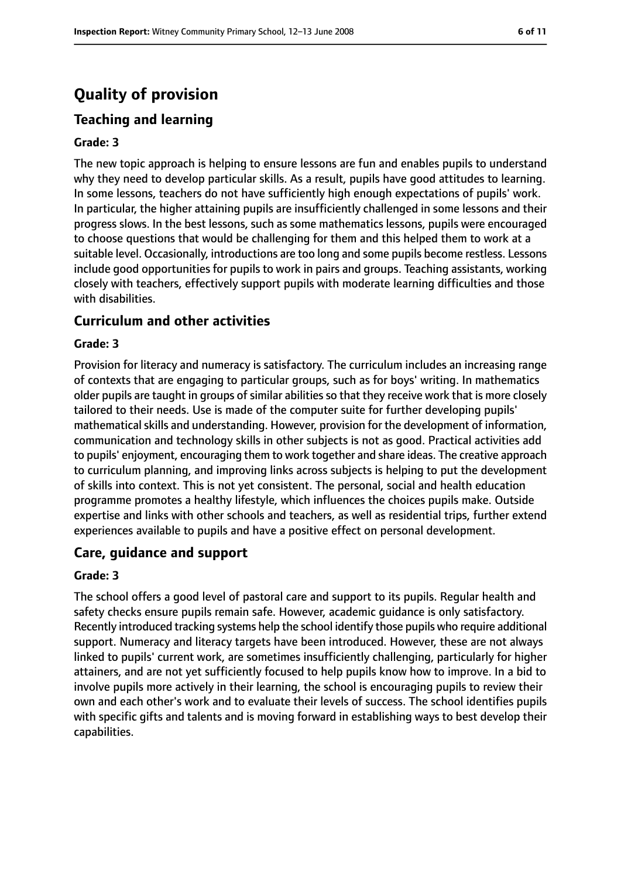# Quality of provision

## Teaching and learning

### Grade: 3

The new topic approach is helping to ensure lessons are fun and enables pupils to understand why they need to develop particular skills. As a result, pupils have good attitudes to learning. In some lessons, teachers do not have sufficiently high enough expectations of pupils' work. In particular, the higher attaining pupils are insufficiently challenged in some lessons and their progress slows. In the best lessons, such as some mathematics lessons, pupils were encouraged to choose questions that would be challenging for them and this helped them to work at a suitable level. Occasionally, introductions are too long and some pupils become restless. Lessons include good opportunities for pupils to work in pairs and groups. Teaching assistants, working closely with teachers, effectively support pupils with moderate learning difficulties and those with disabilities.

## Curriculum and other activities

### Grade: 3

Provision for literacy and numeracy is satisfactory. The curriculum includes an increasing range of contexts that are engaging to particular groups, such as for boys' writing. In mathematics older pupils are taught in groups of similar abilities so that they receive work that is more closely tailored to their needs. Use is made of the computer suite for further developing pupils' mathematical skills and understanding. However, provision for the development of information, communication and technology skills in other subjects is not as good. Practical activities add to pupils' enjoyment, encouraging them to work together and share ideas. The creative approach to curriculum planning, and improving links across subjects is helping to put the development of skills into context. This is not yet consistent. The personal, social and health education programme promotes a healthy lifestyle, which influences the choices pupils make. Outside expertise and links with other schools and teachers, as well as residential trips, further extend experiences available to pupils and have a positive effect on personal development.

## Care, guidance and support

### Grade: 3

The school offers a good level of pastoral care and support to its pupils. Regular health and safety checks ensure pupils remain safe. However, academic guidance is only satisfactory. Recently introduced tracking systems help the school identify those pupils who require additional support. Numeracy and literacy targets have been introduced. However, these are not always linked to pupils' current work, are sometimes insufficiently challenging, particularly for higher attainers, and are not yet sufficiently focused to help pupils know how to improve. In a bid to involve pupils more actively in their learning, the school is encouraging pupils to review their own and each other's work and to evaluate their levels of success. The school identifies pupils with specific gifts and talents and is moving forward in establishing ways to best develop their capabilities.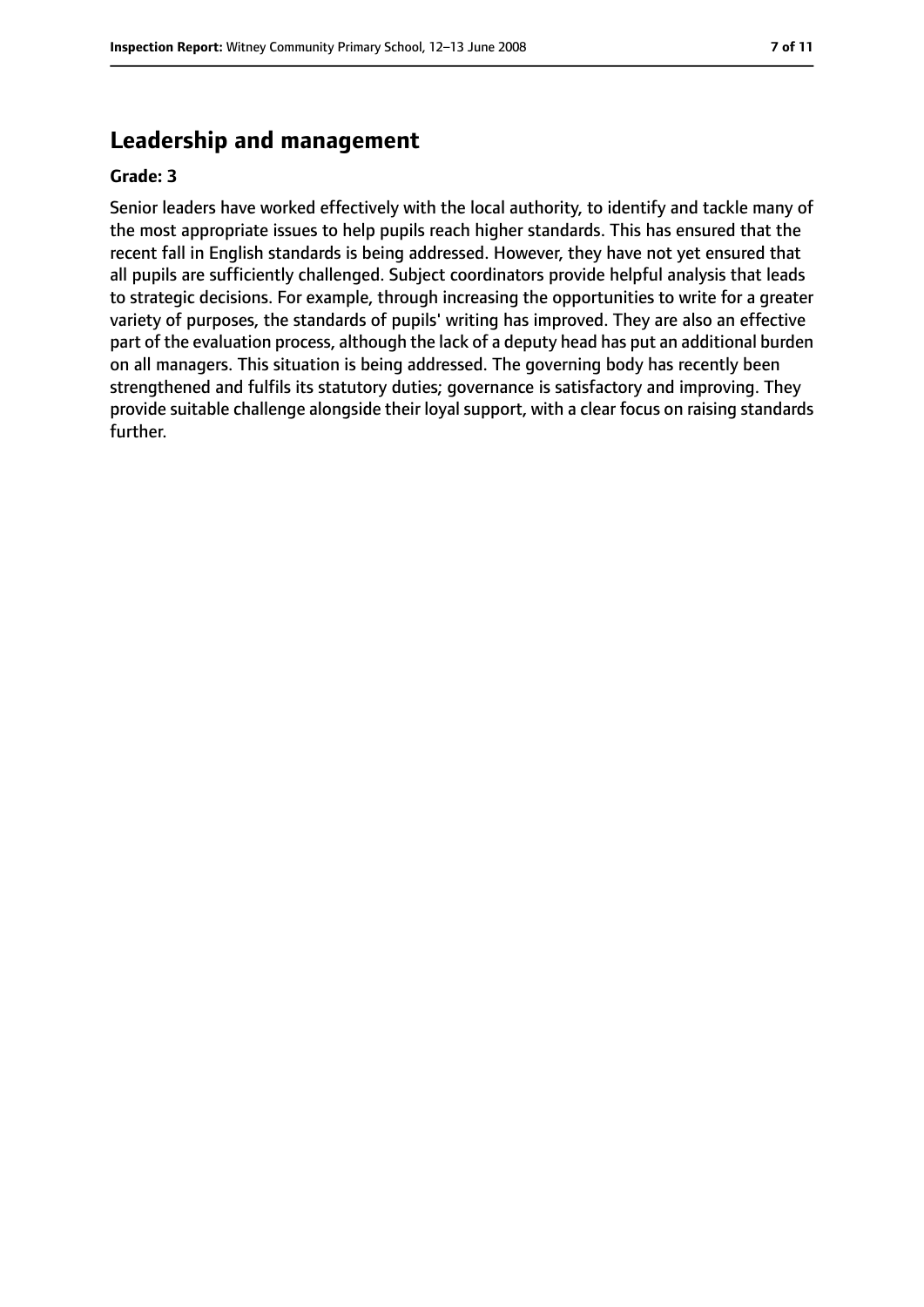## Leadership and management

**Grade: 3**

Senior leaders have worked effectively with the local authority, to identify and tackle many of the most appropriate issues to help pupils reach higher standards. This has ensured that the recent fall in English standards is being addressed. However, they have not yet ensured that all pupils are sufficiently challenged. Subject coordinators provide helpful analysis that leads to strategic decisions. For example, through increasing the opportunities to write for a greater variety of purposes, the standards of pupils' writing has improved. They are also an effective part of the evaluation process, although the lack of a deputy head has put an additional burden on all managers. This situation is being addressed. The governing body has recently been strengthened and fulfils its statutory duties; governance is satisfactory and improving. They provide suitable challenge alongside their loyal support, with a clear focus on raising standards further.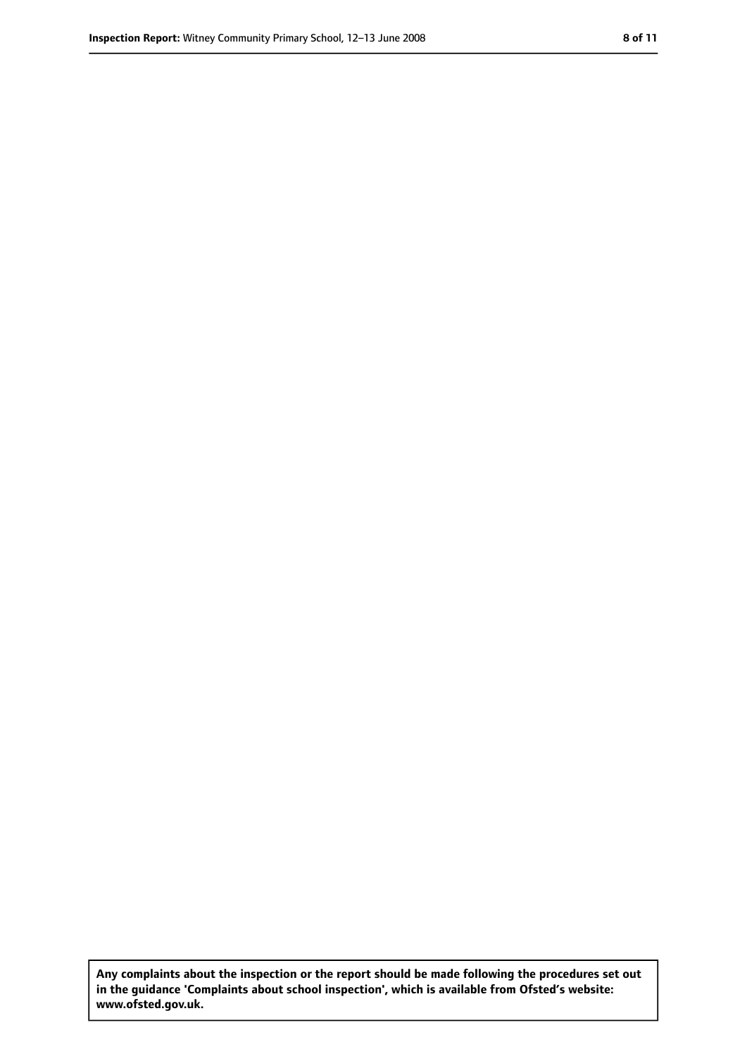**Any complaints about the inspection or the report should be made following the procedures set out in the guidance 'Complaints about school inspection', which is available from Ofsted's website: www.ofsted.gov.uk.**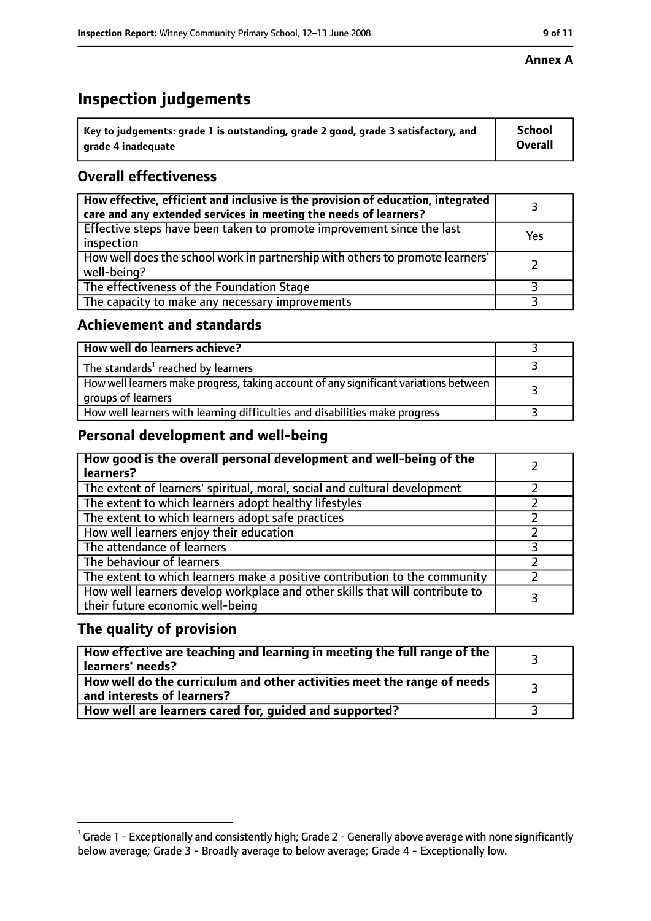**Annex A**

# Inspection judgements

| Key to judgements: grade 1 is outstanding, grade 2 good, grade 3 satisfactory, and grade 4 inadequate | School Overall |
| --- | --- |

## Overall effectiveness

| | |
| --- | --- |
| How effective, efficient and inclusive is the provision of education, integrated care and any extended services in meeting the needs of learners? | 3 |
| Effective steps have been taken to promote improvement since the last inspection | Yes |
| How well does the school work in partnership with others to promote learners' well-being? | 2 |
| The effectiveness of the Foundation Stage | 3 |
| The capacity to make any necessary improvements | 3 |

## Achievement and standards

| | |
| --- | --- |
| **How well do learners achieve?** | 3 |
| The standards[1] reached by learners | 3 |
| How well learners make progress, taking account of any significant variations between groups of learners | 3 |
| How well learners with learning difficulties and disabilities make progress | 3 |

## Personal development and well-being

| | |
| --- | --- |
| **How good is the overall personal development and well-being of the learners?** | 2 |
| The extent of learners' spiritual, moral, social and cultural development | 2 |
| The extent to which learners adopt healthy lifestyles | 2 |
| The extent to which learners adopt safe practices | 2 |
| How well learners enjoy their education | 2 |
| The attendance of learners | 3 |
| The behaviour of learners | 2 |
| The extent to which learners make a positive contribution to the community | 2 |
| How well learners develop workplace and other skills that will contribute to their future economic well-being | 3 |

## The quality of provision

| | |
| --- | --- |
| **How effective are teaching and learning in meeting the full range of the learners' needs?** | 3 |
| **How well do the curriculum and other activities meet the range of needs and interests of learners?** | 3 |
| **How well are learners cared for, guided and supported?** | 3 |

[1] Grade 1 - Exceptionally and consistently high; Grade 2 - Generally above average with none significantly below average; Grade 3 - Broadly average to below average; Grade 4 - Exceptionally low.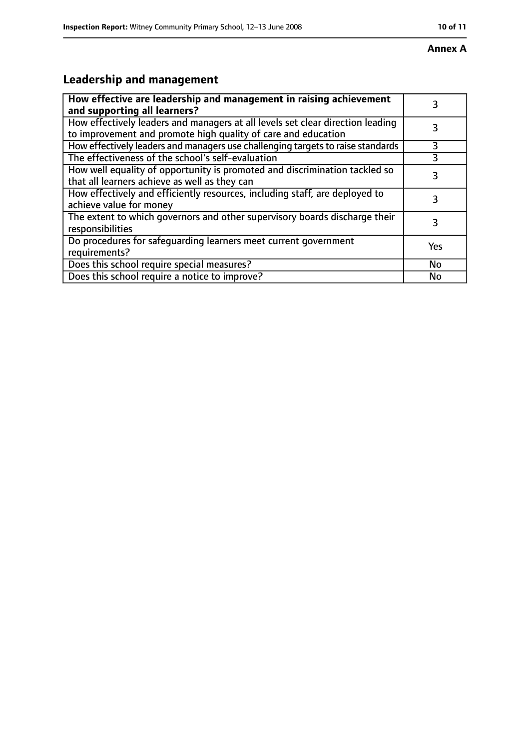**Annex A**

## Leadership and management

| How effective are leadership and management in raising achievement and supporting all learners? | 3 |
|---|---|
| How effectively leaders and managers at all levels set clear direction leading to improvement and promote high quality of care and education | 3 |
| How effectively leaders and managers use challenging targets to raise standards | 3 |
| The effectiveness of the school's self-evaluation | 3 |
| How well equality of opportunity is promoted and discrimination tackled so that all learners achieve as well as they can | 3 |
| How effectively and efficiently resources, including staff, are deployed to achieve value for money | 3 |
| The extent to which governors and other supervisory boards discharge their responsibilities | 3 |
| Do procedures for safeguarding learners meet current government requirements? | Yes |
| Does this school require special measures? | No |
| Does this school require a notice to improve? | No |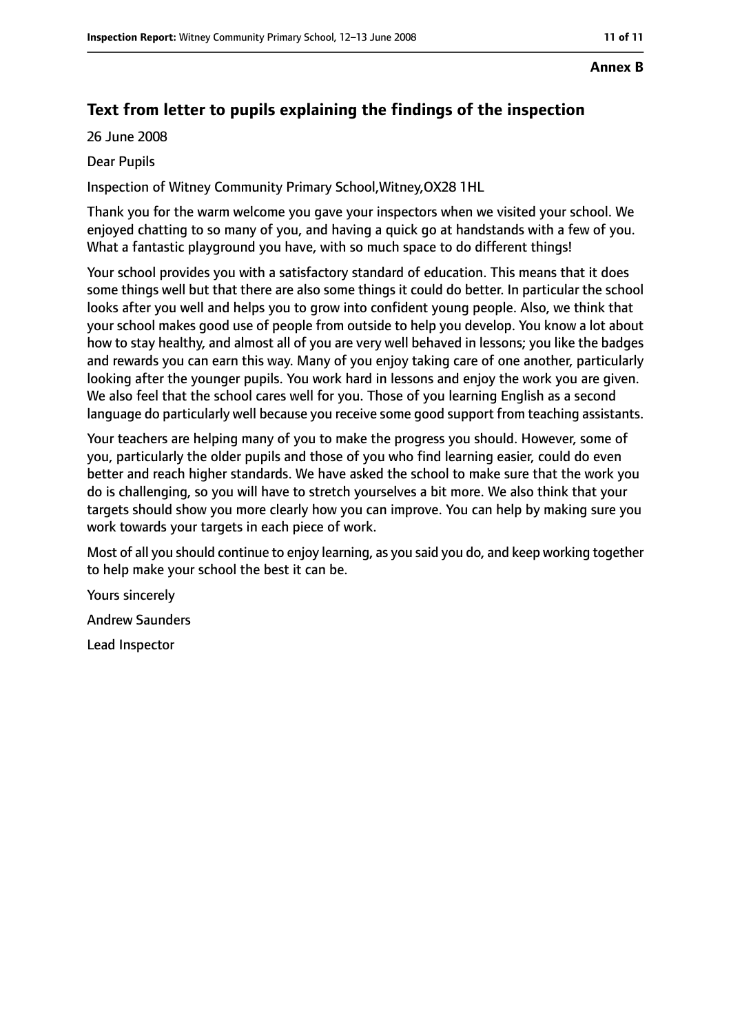**Annex B**

## Text from letter to pupils explaining the findings of the inspection

26 June 2008

Dear Pupils

Inspection of Witney Community Primary School,Witney,OX28 1HL

Thank you for the warm welcome you gave your inspectors when we visited your school. We enjoyed chatting to so many of you, and having a quick go at handstands with a few of you. What a fantastic playground you have, with so much space to do different things!

Your school provides you with a satisfactory standard of education. This means that it does some things well but that there are also some things it could do better. In particular the school looks after you well and helps you to grow into confident young people. Also, we think that your school makes good use of people from outside to help you develop. You know a lot about how to stay healthy, and almost all of you are very well behaved in lessons; you like the badges and rewards you can earn this way. Many of you enjoy taking care of one another, particularly looking after the younger pupils. You work hard in lessons and enjoy the work you are given. We also feel that the school cares well for you. Those of you learning English as a second language do particularly well because you receive some good support from teaching assistants.

Your teachers are helping many of you to make the progress you should. However, some of you, particularly the older pupils and those of you who find learning easier, could do even better and reach higher standards. We have asked the school to make sure that the work you do is challenging, so you will have to stretch yourselves a bit more. We also think that your targets should show you more clearly how you can improve. You can help by making sure you work towards your targets in each piece of work.

Most of all you should continue to enjoy learning, as you said you do, and keep working together to help make your school the best it can be.

Yours sincerely

Andrew Saunders

Lead Inspector